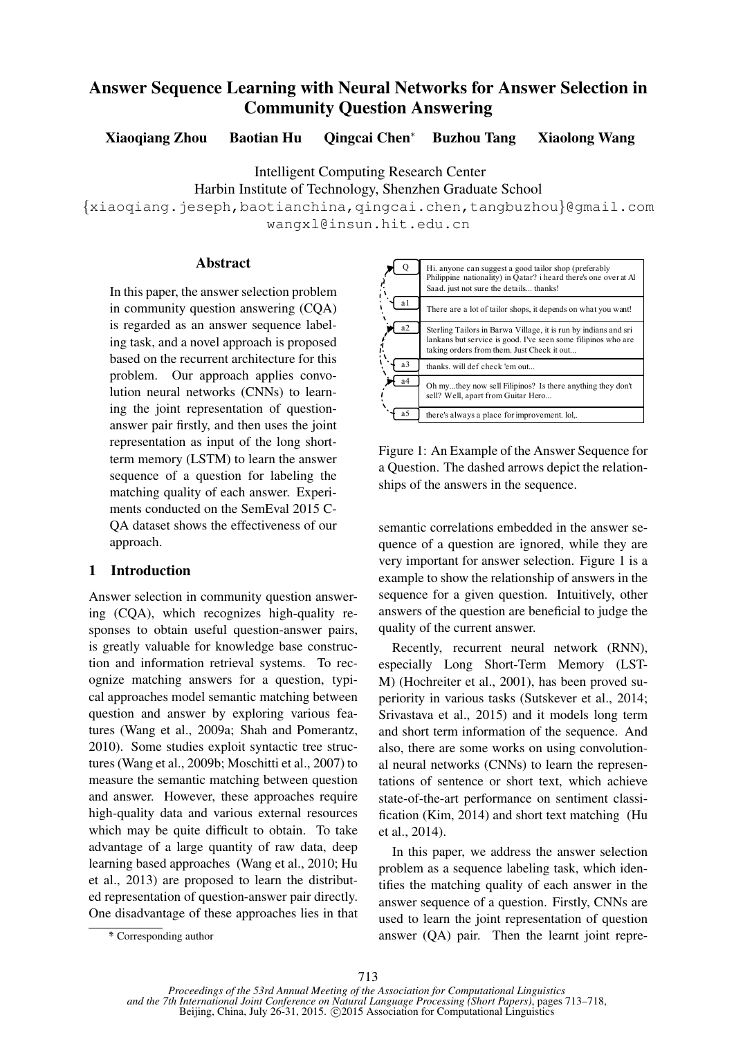# Answer Sequence Learning with Neural Networks for Answer Selection in Community Question Answering

**Xiaoqiang Zhou Baotian Hu Qingcai Chen\* Buzhou Tang Xiaolong Wang**

Intelligent Computing Research Center
Harbin Institute of Technology, Shenzhen Graduate School
{xiaoqiang.jeseph,baotianchina,qingcai.chen,tangbuzhou}@gmail.com
wangxl@insun.hit.edu.cn

## Abstract

In this paper, the answer selection problem in community question answering (CQA) is regarded as an answer sequence labeling task, and a novel approach is proposed based on the recurrent architecture for this problem. Our approach applies convolution neural networks (CNNs) to learning the joint representation of question-answer pair firstly, and then uses the joint representation as input of the long short-term memory (LSTM) to learn the answer sequence of a question for labeling the matching quality of each answer. Experiments conducted on the SemEval 2015 CQA dataset shows the effectiveness of our approach.

## 1 Introduction

Answer selection in community question answering (CQA), which recognizes high-quality responses to obtain useful question-answer pairs, is greatly valuable for knowledge base construction and information retrieval systems. To recognize matching answers for a question, typical approaches model semantic matching between question and answer by exploring various features (Wang et al., 2009a; Shah and Pomerantz, 2010). Some studies exploit syntactic tree structures (Wang et al., 2009b; Moschitti et al., 2007) to measure the semantic matching between question and answer. However, these approaches require high-quality data and various external resources which may be quite difficult to obtain. To take advantage of a large quantity of raw data, deep learning based approaches (Wang et al., 2010; Hu et al., 2013) are proposed to learn the distributed representation of question-answer pair directly. One disadvantage of these approaches lies in that semantic correlations embedded in the answer sequence of a question are ignored, while they are very important for answer selection. Figure 1 is a example to show the relationship of answers in the sequence for a given question. Intuitively, other answers of the question are beneficial to judge the quality of the current answer.

| | |
|---|---|
| Q | Hi. anyone can suggest a good tailor shop (preferably Philippine nationality) in Qatar? i heard there's one over at Al Saad. just not sure the details... thanks! |
| a1 | There are a lot of tailor shops, it depends on what you want! |
| a2 | Sterling Tailors in Barwa Village, it is run by indians and sri lankans but service is good. I've seen some filipinos who are taking orders from them. Just Check it out... |
| a3 | thanks. will def check 'em out... |
| a4 | Oh my...they now sell Filipinos? Is there anything they don't sell? Well, apart from Guitar Hero... |
| a5 | there's always a place for improvement. lol,. |

Figure 1: An Example of the Answer Sequence for a Question. The dashed arrows depict the relationships of the answers in the sequence.

Recently, recurrent neural network (RNN), especially Long Short-Term Memory (LSTM) (Hochreiter et al., 2001), has been proved superiority in various tasks (Sutskever et al., 2014; Srivastava et al., 2015) and it models long term and short term information of the sequence. And also, there are some works on using convolutional neural networks (CNNs) to learn the representations of sentence or short text, which achieve state-of-the-art performance on sentiment classification (Kim, 2014) and short text matching (Hu et al., 2014).

In this paper, we address the answer selection problem as a sequence labeling task, which identifies the matching quality of each answer in the answer sequence of a question. Firstly, CNNs are used to learn the joint representation of question answer (QA) pair. Then the learnt joint repre-

\* Corresponding author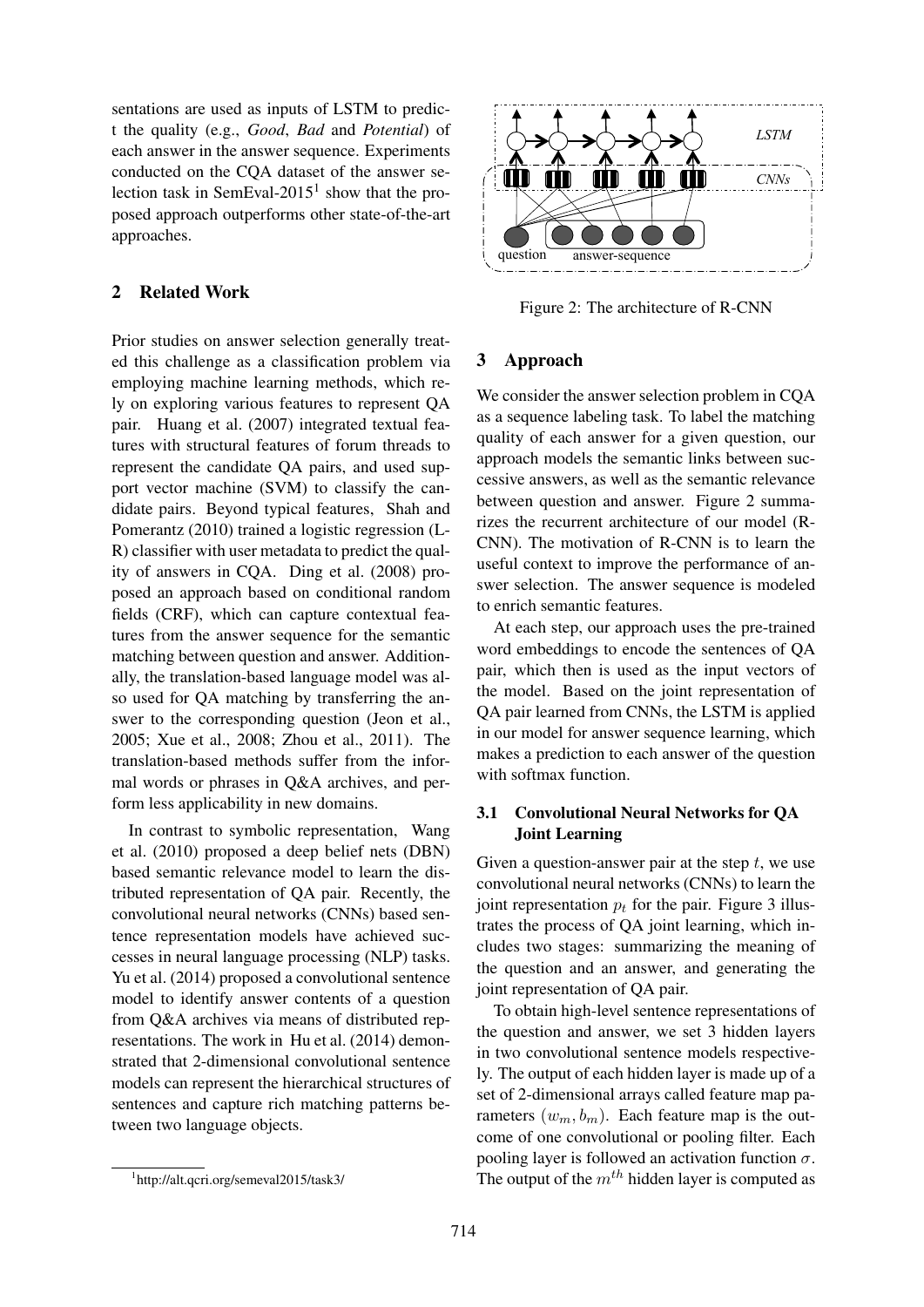sentations are used as inputs of LSTM to predict the quality (e.g., *Good*, *Bad* and *Potential*) of each answer in the answer sequence. Experiments conducted on the CQA dataset of the answer selection task in SemEval-2015[1] show that the proposed approach outperforms other state-of-the-art approaches.

## 2 Related Work

Prior studies on answer selection generally treated this challenge as a classification problem via employing machine learning methods, which rely on exploring various features to represent QA pair. Huang et al. (2007) integrated textual features with structural features of forum threads to represent the candidate QA pairs, and used support vector machine (SVM) to classify the candidate pairs. Beyond typical features, Shah and Pomerantz (2010) trained a logistic regression (LR) classifier with user metadata to predict the quality of answers in CQA. Ding et al. (2008) proposed an approach based on conditional random fields (CRF), which can capture contextual features from the answer sequence for the semantic matching between question and answer. Additionally, the translation-based language model was also used for QA matching by transferring the answer to the corresponding question (Jeon et al., 2005; Xue et al., 2008; Zhou et al., 2011). The translation-based methods suffer from the informal words or phrases in Q&A archives, and perform less applicability in new domains.

In contrast to symbolic representation, Wang et al. (2010) proposed a deep belief nets (DBN) based semantic relevance model to learn the distributed representation of QA pair. Recently, the convolutional neural networks (CNNs) based sentence representation models have achieved successes in neural language processing (NLP) tasks. Yu et al. (2014) proposed a convolutional sentence model to identify answer contents of a question from Q&A archives via means of distributed representations. The work in Hu et al. (2014) demonstrated that 2-dimensional convolutional sentence models can represent the hierarchical structures of sentences and capture rich matching patterns between two language objects.

[1] http://alt.qcri.org/semeval2015/task3/

Figure 2: The architecture of R-CNN

## 3 Approach

We consider the answer selection problem in CQA as a sequence labeling task. To label the matching quality of each answer for a given question, our approach models the semantic links between successive answers, as well as the semantic relevance between question and answer. Figure 2 summarizes the recurrent architecture of our model (R-CNN). The motivation of R-CNN is to learn the useful context to improve the performance of answer selection. The answer sequence is modeled to enrich semantic features.

At each step, our approach uses the pre-trained word embeddings to encode the sentences of QA pair, which then is used as the input vectors of the model. Based on the joint representation of QA pair learned from CNNs, the LSTM is applied in our model for answer sequence learning, which makes a prediction to each answer of the question with softmax function.

### 3.1 Convolutional Neural Networks for QA Joint Learning

Given a question-answer pair at the step $t$, we use convolutional neural networks (CNNs) to learn the joint representation $p_t$ for the pair. Figure 3 illustrates the process of QA joint learning, which includes two stages: summarizing the meaning of the question and an answer, and generating the joint representation of QA pair.

To obtain high-level sentence representations of the question and answer, we set 3 hidden layers in two convolutional sentence models respectively. The output of each hidden layer is made up of a set of 2-dimensional arrays called feature map parameters $(w_m, b_m)$. Each feature map is the outcome of one convolutional or pooling filter. Each pooling layer is followed an activation function $\sigma$. The output of the $m^{th}$ hidden layer is computed as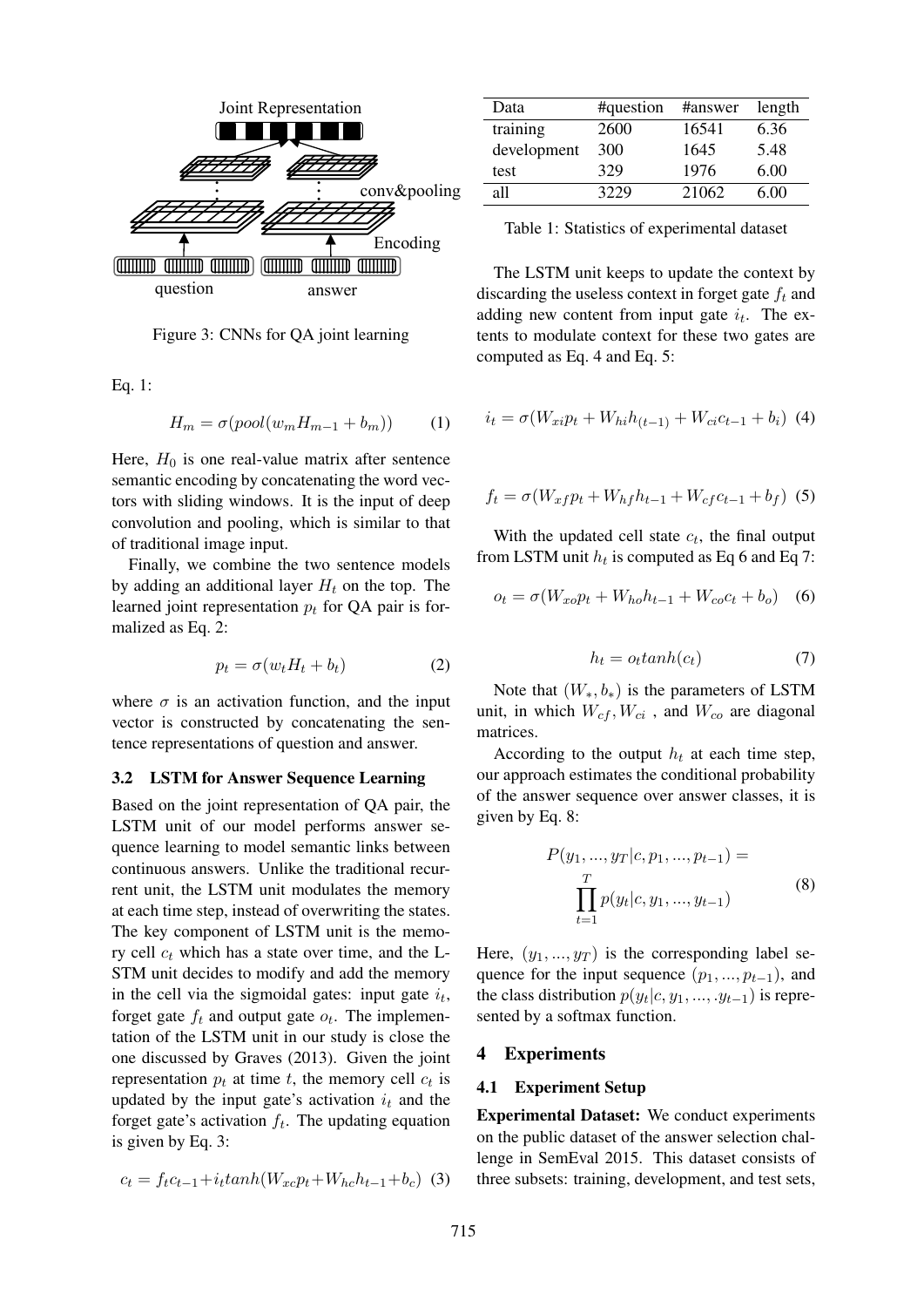Figure 3: CNNs for QA joint learning

Eq. 1:

$$H_m = \sigma(pool(w_m H_{m-1} + b_m)) \quad (1)$$

Here, $H_0$ is one real-value matrix after sentence semantic encoding by concatenating the word vectors with sliding windows. It is the input of deep convolution and pooling, which is similar to that of traditional image input.

Finally, we combine the two sentence models by adding an additional layer $H_t$ on the top. The learned joint representation $p_t$ for QA pair is formalized as Eq. 2:

$$p_t = \sigma(w_t H_t + b_t) \quad (2)$$

where $\sigma$ is an activation function, and the input vector is constructed by concatenating the sentence representations of question and answer.

### 3.2 LSTM for Answer Sequence Learning

Based on the joint representation of QA pair, the LSTM unit of our model performs answer sequence learning to model semantic links between continuous answers. Unlike the traditional recurrent unit, the LSTM unit modulates the memory at each time step, instead of overwriting the states. The key component of LSTM unit is the memory cell $c_t$ which has a state over time, and the LSTM unit decides to modify and add the memory in the cell via the sigmoidal gates: input gate $i_t$, forget gate $f_t$ and output gate $o_t$. The implementation of the LSTM unit in our study is close the one discussed by Graves (2013). Given the joint representation $p_t$ at time $t$, the memory cell $c_t$ is updated by the input gate's activation $i_t$ and the forget gate's activation $f_t$. The updating equation is given by Eq. 3:

$$c_t = f_t c_{t-1} + i_t tanh(W_{xc} p_t + W_{hc} h_{t-1} + b_c) \quad (3)$$

| Data | #question | #answer | length |
|---|---|---|---|
| training | 2600 | 16541 | 6.36 |
| development | 300 | 1645 | 5.48 |
| test | 329 | 1976 | 6.00 |
| all | 3229 | 21062 | 6.00 |

Table 1: Statistics of experimental dataset

The LSTM unit keeps to update the context by discarding the useless context in forget gate $f_t$ and adding new content from input gate $i_t$. The extents to modulate context for these two gates are computed as Eq. 4 and Eq. 5:

$$i_t = \sigma(W_{xi} p_t + W_{hi} h_{(t-1)} + W_{ci} c_{t-1} + b_i) \quad (4)$$

$$f_t = \sigma(W_{xf} p_t + W_{hf} h_{t-1} + W_{cf} c_{t-1} + b_f) \quad (5)$$

With the updated cell state $c_t$, the final output from LSTM unit $h_t$ is computed as Eq 6 and Eq 7:

$$o_t = \sigma(W_{xo} p_t + W_{ho} h_{t-1} + W_{co} c_t + b_o) \quad (6)$$

$$h_t = o_t tanh(c_t) \quad (7)$$

Note that $(W_*, b_*)$ is the parameters of LSTM unit, in which $W_{cf}, W_{ci}$, and $W_{co}$ are diagonal matrices.

According to the output $h_t$ at each time step, our approach estimates the conditional probability of the answer sequence over answer classes, it is given by Eq. 8:

$$P(y_1, ..., y_T | c, p_1, ..., p_{t-1}) = \prod_{t=1}^{T} p(y_t | c, y_1, ..., y_{t-1}) \quad (8)$$

Here, $(y_1, ..., y_T)$ is the corresponding label sequence for the input sequence $(p_1, ..., p_{t-1})$, and the class distribution $p(y_t | c, y_1, ..., .y_{t-1})$ is represented by a softmax function.

## 4 Experiments

### 4.1 Experiment Setup

**Experimental Dataset:** We conduct experiments on the public dataset of the answer selection challenge in SemEval 2015. This dataset consists of three subsets: training, development, and test sets,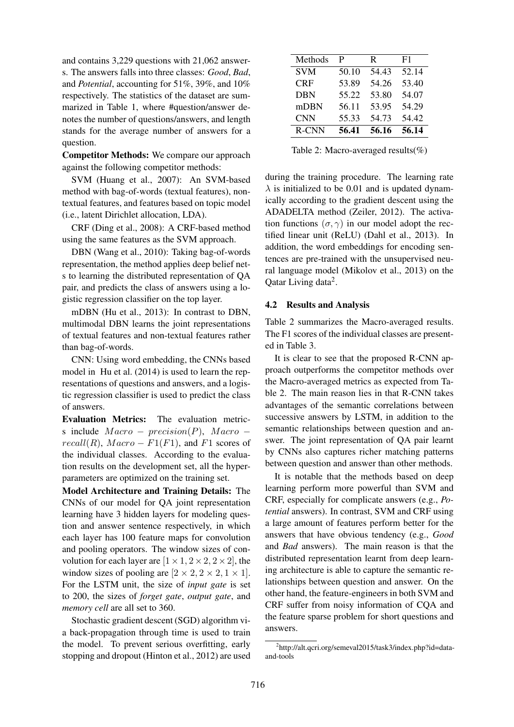and contains 3,229 questions with 21,062 answers. The answers falls into three classes: *Good*, *Bad*, and *Potential*, accounting for 51%, 39%, and 10% respectively. The statistics of the dataset are summarized in Table 1, where #question/answer denotes the number of questions/answers, and length stands for the average number of answers for a question.

**Competitor Methods:** We compare our approach against the following competitor methods:

SVM (Huang et al., 2007): An SVM-based method with bag-of-words (textual features), non-textual features, and features based on topic model (i.e., latent Dirichlet allocation, LDA).

CRF (Ding et al., 2008): A CRF-based method using the same features as the SVM approach.

DBN (Wang et al., 2010): Taking bag-of-words representation, the method applies deep belief nets to learning the distributed representation of QA pair, and predicts the class of answers using a logistic regression classifier on the top layer.

mDBN (Hu et al., 2013): In contrast to DBN, multimodal DBN learns the joint representations of textual features and non-textual features rather than bag-of-words.

CNN: Using word embedding, the CNNs based model in Hu et al. (2014) is used to learn the representations of questions and answers, and a logistic regression classifier is used to predict the class of answers.

**Evaluation Metrics:** The evaluation metrics include $Macro-precision(P)$, $Macro-recall(R)$, $Macro-F1(F1)$, and $F1$ scores of the individual classes. According to the evaluation results on the development set, all the hyper-parameters are optimized on the training set.

**Model Architecture and Training Details:** The CNNs of our model for QA joint representation learning have 3 hidden layers for modeling question and answer sentence respectively, in which each layer has 100 feature maps for convolution and pooling operators. The window sizes of convolution for each layer are $[1 \times 1, 2 \times 2, 2 \times 2]$, the window sizes of pooling are $[2 \times 2, 2 \times 2, 1 \times 1]$. For the LSTM unit, the size of *input gate* is set to 200, the sizes of *forget gate*, *output gate*, and *memory cell* are all set to 360.

Stochastic gradient descent (SGD) algorithm via back-propagation through time is used to train the model. To prevent serious overfitting, early stopping and dropout (Hinton et al., 2012) are used during the training procedure. The learning rate $\lambda$ is initialized to be 0.01 and is updated dynamically according to the gradient descent using the ADADELTA method (Zeiler, 2012). The activation functions $(\sigma, \gamma)$ in our model adopt the rectified linear unit (ReLU) (Dahl et al., 2013). In addition, the word embeddings for encoding sentences are pre-trained with the unsupervised neural language model (Mikolov et al., 2013) on the Qatar Living data[2].

| Methods | P | R | F1 |
|---|---|---|---|
| SVM | 50.10 | 54.43 | 52.14 |
| CRF | 53.89 | 54.26 | 53.40 |
| DBN | 55.22 | 53.80 | 54.07 |
| mDBN | 56.11 | 53.95 | 54.29 |
| CNN | 55.33 | 54.73 | 54.42 |
| R-CNN | **56.41** | **56.16** | **56.14** |

Table 2: Macro-averaged results(%)

### 4.2 Results and Analysis

Table 2 summarizes the Macro-averaged results. The F1 scores of the individual classes are presented in Table 3.

It is clear to see that the proposed R-CNN approach outperforms the competitor methods over the Macro-averaged metrics as expected from Table 2. The main reason lies in that R-CNN takes advantages of the semantic correlations between successive answers by LSTM, in addition to the semantic relationships between question and answer. The joint representation of QA pair learnt by CNNs also captures richer matching patterns between question and answer than other methods.

It is notable that the methods based on deep learning perform more powerful than SVM and CRF, especially for complicate answers (e.g., *Potential* answers). In contrast, SVM and CRF using a large amount of features perform better for the answers that have obvious tendency (e.g., *Good* and *Bad* answers). The main reason is that the distributed representation learnt from deep learning architecture is able to capture the semantic relationships between question and answer. On the other hand, the feature-engineers in both SVM and CRF suffer from noisy information of CQA and the feature sparse problem for short questions and answers.

[2] http://alt.qcri.org/semeval2015/task3/index.php?id=data-and-tools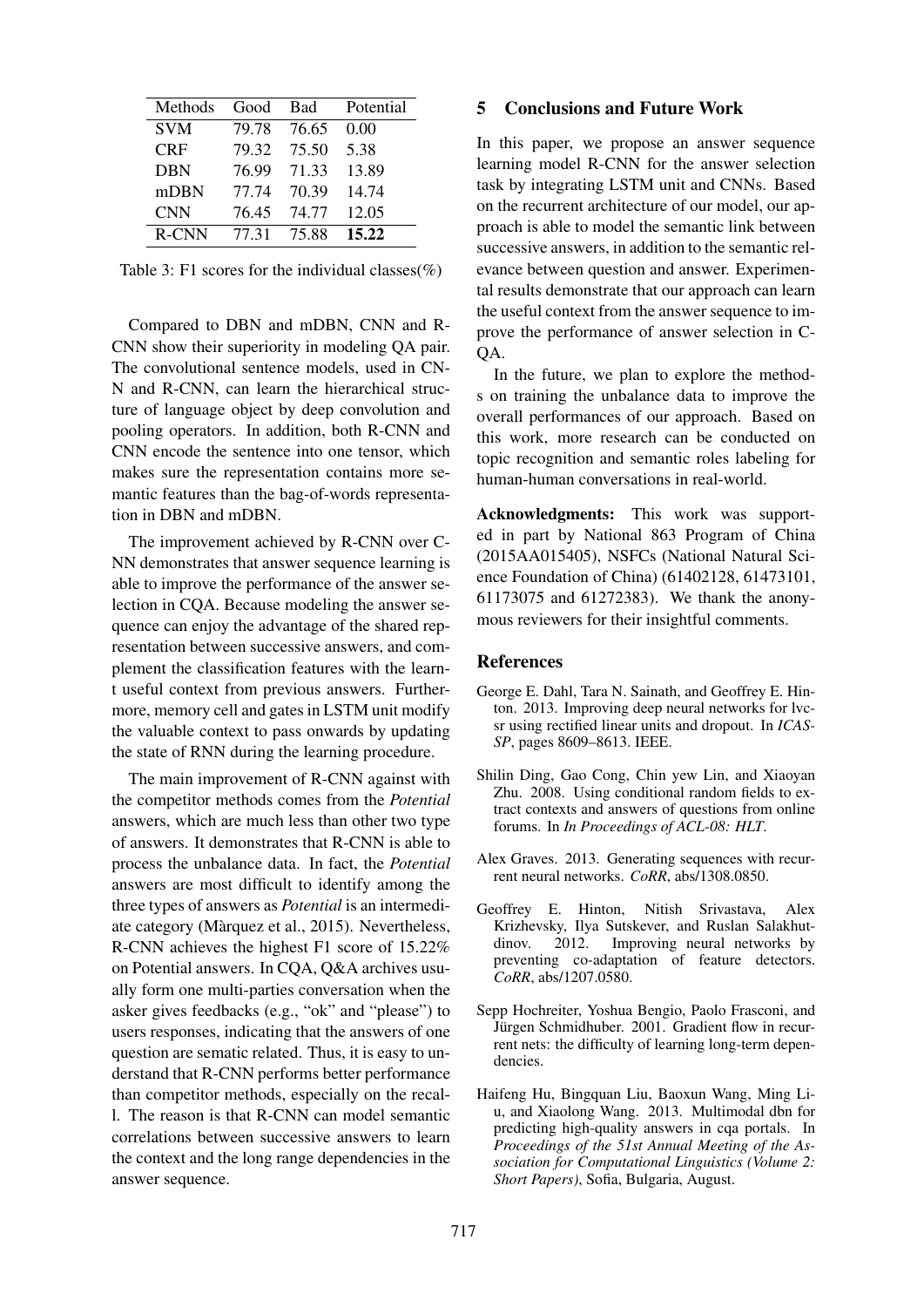| Methods | Good | Bad | Potential |
|---|---|---|---|
| SVM | 79.78 | 76.65 | 0.00 |
| CRF | 79.32 | 75.50 | 5.38 |
| DBN | 76.99 | 71.33 | 13.89 |
| mDBN | 77.74 | 70.39 | 14.74 |
| CNN | 76.45 | 74.77 | 12.05 |
| R-CNN | 77.31 | 75.88 | **15.22** |

Table 3: F1 scores for the individual classes(%)

Compared to DBN and mDBN, CNN and R-CNN show their superiority in modeling QA pair. The convolutional sentence models, used in CNN and R-CNN, can learn the hierarchical structure of language object by deep convolution and pooling operators. In addition, both R-CNN and CNN encode the sentence into one tensor, which makes sure the representation contains more semantic features than the bag-of-words representation in DBN and mDBN.

The improvement achieved by R-CNN over CNN demonstrates that answer sequence learning is able to improve the performance of the answer selection in CQA. Because modeling the answer sequence can enjoy the advantage of the shared representation between successive answers, and complement the classification features with the learnt useful context from previous answers. Furthermore, memory cell and gates in LSTM unit modify the valuable context to pass onwards by updating the state of RNN during the learning procedure.

The main improvement of R-CNN against with the competitor methods comes from the *Potential* answers, which are much less than other two type of answers. It demonstrates that R-CNN is able to process the unbalance data. In fact, the *Potential* answers are most difficult to identify among the three types of answers as *Potential* is an intermediate category (Màrquez et al., 2015). Nevertheless, R-CNN achieves the highest F1 score of 15.22% on Potential answers. In CQA, Q&A archives usually form one multi-parties conversation when the asker gives feedbacks (e.g., "ok" and "please") to users responses, indicating that the answers of one question are sematic related. Thus, it is easy to understand that R-CNN performs better performance than competitor methods, especially on the recall. The reason is that R-CNN can model semantic correlations between successive answers to learn the context and the long range dependencies in the answer sequence.

## 5 Conclusions and Future Work

In this paper, we propose an answer sequence learning model R-CNN for the answer selection task by integrating LSTM unit and CNNs. Based on the recurrent architecture of our model, our approach is able to model the semantic link between successive answers, in addition to the semantic relevance between question and answer. Experimental results demonstrate that our approach can learn the useful context from the answer sequence to improve the performance of answer selection in CQA.

In the future, we plan to explore the methods on training the unbalance data to improve the overall performances of our approach. Based on this work, more research can be conducted on topic recognition and semantic roles labeling for human-human conversations in real-world.

**Acknowledgments:** This work was supported in part by National 863 Program of China (2015AA015405), NSFCs (National Natural Science Foundation of China) (61402128, 61473101, 61173075 and 61272383). We thank the anonymous reviewers for their insightful comments.

## References

George E. Dahl, Tara N. Sainath, and Geoffrey E. Hinton. 2013. Improving deep neural networks for lvcsr using rectified linear units and dropout. In *ICASSP*, pages 8609–8613. IEEE.

Shilin Ding, Gao Cong, Chin yew Lin, and Xiaoyan Zhu. 2008. Using conditional random fields to extract contexts and answers of questions from online forums. In *In Proceedings of ACL-08: HLT*.

Alex Graves. 2013. Generating sequences with recurrent neural networks. *CoRR*, abs/1308.0850.

Geoffrey E. Hinton, Nitish Srivastava, Alex Krizhevsky, Ilya Sutskever, and Ruslan Salakhutdinov. 2012. Improving neural networks by preventing co-adaptation of feature detectors. *CoRR*, abs/1207.0580.

Sepp Hochreiter, Yoshua Bengio, Paolo Frasconi, and Jürgen Schmidhuber. 2001. Gradient flow in recurrent nets: the difficulty of learning long-term dependencies.

Haifeng Hu, Bingquan Liu, Baoxun Wang, Ming Liu, and Xiaolong Wang. 2013. Multimodal dbn for predicting high-quality answers in cqa portals. In *Proceedings of the 51st Annual Meeting of the Association for Computational Linguistics (Volume 2: Short Papers)*, Sofia, Bulgaria, August.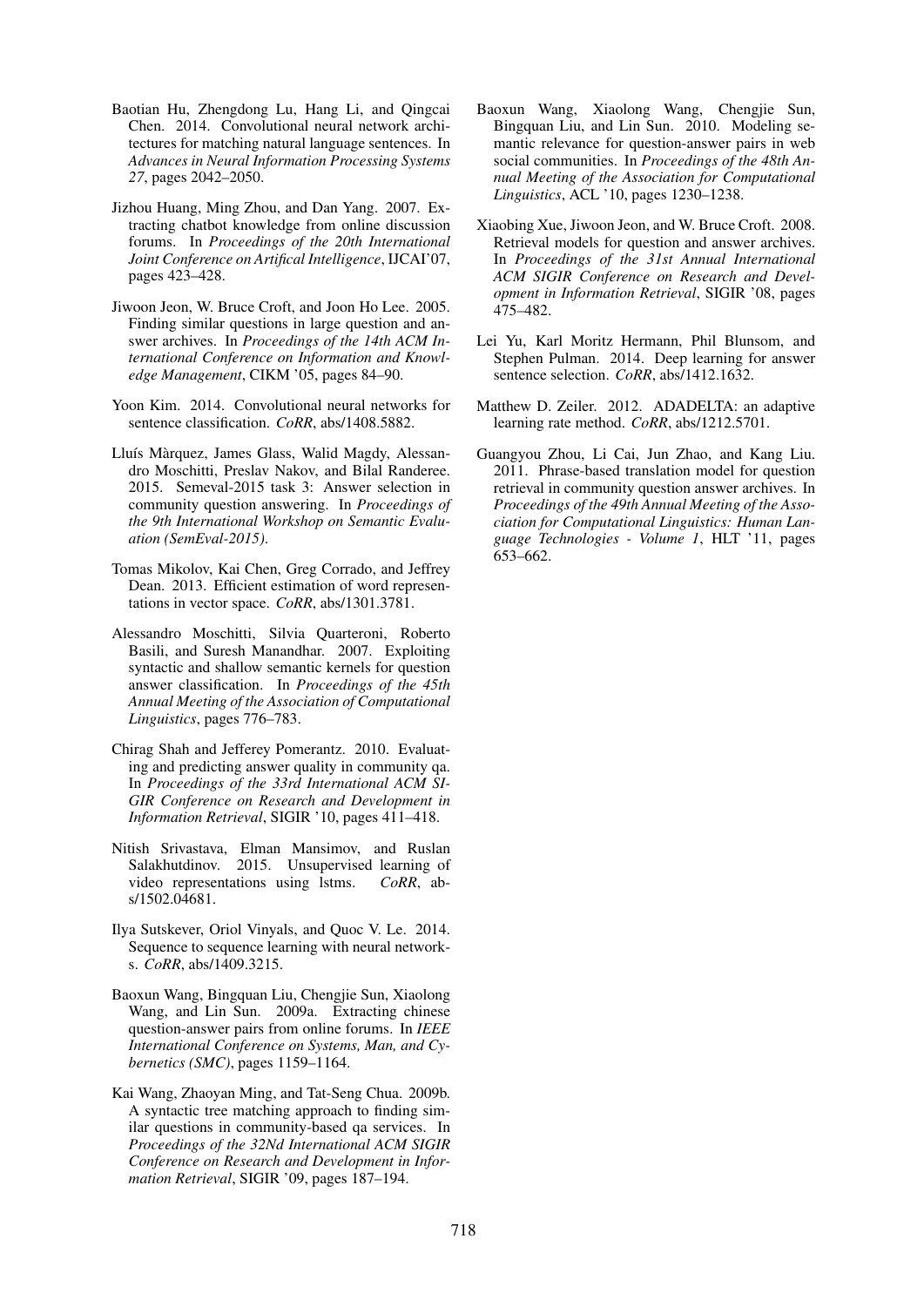Baotian Hu, Zhengdong Lu, Hang Li, and Qingcai Chen. 2014. Convolutional neural network architectures for matching natural language sentences. In *Advances in Neural Information Processing Systems 27*, pages 2042–2050.

Jizhou Huang, Ming Zhou, and Dan Yang. 2007. Extracting chatbot knowledge from online discussion forums. In *Proceedings of the 20th International Joint Conference on Artifical Intelligence*, IJCAI'07, pages 423–428.

Jiwoon Jeon, W. Bruce Croft, and Joon Ho Lee. 2005. Finding similar questions in large question and answer archives. In *Proceedings of the 14th ACM International Conference on Information and Knowledge Management*, CIKM '05, pages 84–90.

Yoon Kim. 2014. Convolutional neural networks for sentence classification. *CoRR*, abs/1408.5882.

Lluís Màrquez, James Glass, Walid Magdy, Alessandro Moschitti, Preslav Nakov, and Bilal Randeree. 2015. Semeval-2015 task 3: Answer selection in community question answering. In *Proceedings of the 9th International Workshop on Semantic Evaluation (SemEval-2015).*

Tomas Mikolov, Kai Chen, Greg Corrado, and Jeffrey Dean. 2013. Efficient estimation of word representations in vector space. *CoRR*, abs/1301.3781.

Alessandro Moschitti, Silvia Quarteroni, Roberto Basili, and Suresh Manandhar. 2007. Exploiting syntactic and shallow semantic kernels for question answer classification. In *Proceedings of the 45th Annual Meeting of the Association of Computational Linguistics*, pages 776–783.

Chirag Shah and Jefferey Pomerantz. 2010. Evaluating and predicting answer quality in community qa. In *Proceedings of the 33rd International ACM SIGIR Conference on Research and Development in Information Retrieval*, SIGIR '10, pages 411–418.

Nitish Srivastava, Elman Mansimov, and Ruslan Salakhutdinov. 2015. Unsupervised learning of video representations using lstms. *CoRR*, abs/1502.04681.

Ilya Sutskever, Oriol Vinyals, and Quoc V. Le. 2014. Sequence to sequence learning with neural networks. *CoRR*, abs/1409.3215.

Baoxun Wang, Bingquan Liu, Chengjie Sun, Xiaolong Wang, and Lin Sun. 2009a. Extracting chinese question-answer pairs from online forums. In *IEEE International Conference on Systems, Man, and Cybernetics (SMC)*, pages 1159–1164.

Kai Wang, Zhaoyan Ming, and Tat-Seng Chua. 2009b. A syntactic tree matching approach to finding similar questions in community-based qa services. In *Proceedings of the 32Nd International ACM SIGIR Conference on Research and Development in Information Retrieval*, SIGIR '09, pages 187–194.

Baoxun Wang, Xiaolong Wang, Chengjie Sun, Bingquan Liu, and Lin Sun. 2010. Modeling semantic relevance for question-answer pairs in web social communities. In *Proceedings of the 48th Annual Meeting of the Association for Computational Linguistics*, ACL '10, pages 1230–1238.

Xiaobing Xue, Jiwoon Jeon, and W. Bruce Croft. 2008. Retrieval models for question and answer archives. In *Proceedings of the 31st Annual International ACM SIGIR Conference on Research and Development in Information Retrieval*, SIGIR '08, pages 475–482.

Lei Yu, Karl Moritz Hermann, Phil Blunsom, and Stephen Pulman. 2014. Deep learning for answer sentence selection. *CoRR*, abs/1412.1632.

Matthew D. Zeiler. 2012. ADADELTA: an adaptive learning rate method. *CoRR*, abs/1212.5701.

Guangyou Zhou, Li Cai, Jun Zhao, and Kang Liu. 2011. Phrase-based translation model for question retrieval in community question answer archives. In *Proceedings of the 49th Annual Meeting of the Association for Computational Linguistics: Human Language Technologies - Volume 1*, HLT '11, pages 653–662.